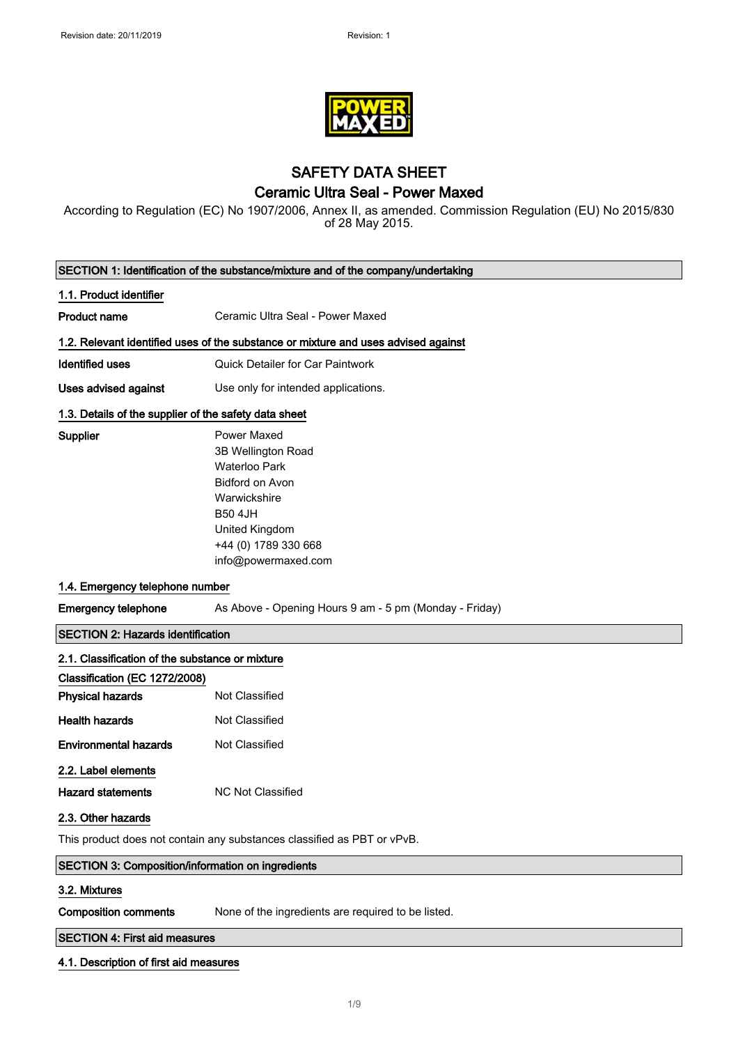Revision date: 20/11/2019 Revision: 1

# SAFETY DATA SHEET
## Ceramic Ultra Seal - Power Maxed

According to Regulation (EC) No 1907/2006, Annex II, as amended. Commission Regulation (EU) No 2015/830 of 28 May 2015.

### SECTION 1: Identification of the substance/mixture and of the company/undertaking

**1.1. Product identifier**

**Product name** Ceramic Ultra Seal - Power Maxed

**1.2. Relevant identified uses of the substance or mixture and uses advised against**

**Identified uses** Quick Detailer for Car Paintwork

**Uses advised against** Use only for intended applications.

**1.3. Details of the supplier of the safety data sheet**

**Supplier**
Power Maxed
3B Wellington Road
Waterloo Park
Bidford on Avon
Warwickshire
B50 4JH
United Kingdom
+44 (0) 1789 330 668
info@powermaxed.com

**1.4. Emergency telephone number**

**Emergency telephone** As Above - Opening Hours 9 am - 5 pm (Monday - Friday)

### SECTION 2: Hazards identification

**2.1. Classification of the substance or mixture**

**Classification (EC 1272/2008)**

**Physical hazards** Not Classified

**Health hazards** Not Classified

**Environmental hazards** Not Classified

**2.2. Label elements**

**Hazard statements** NC Not Classified

**2.3. Other hazards**

This product does not contain any substances classified as PBT or vPvB.

### SECTION 3: Composition/information on ingredients

**3.2. Mixtures**

**Composition comments** None of the ingredients are required to be listed.

### SECTION 4: First aid measures

**4.1. Description of first aid measures**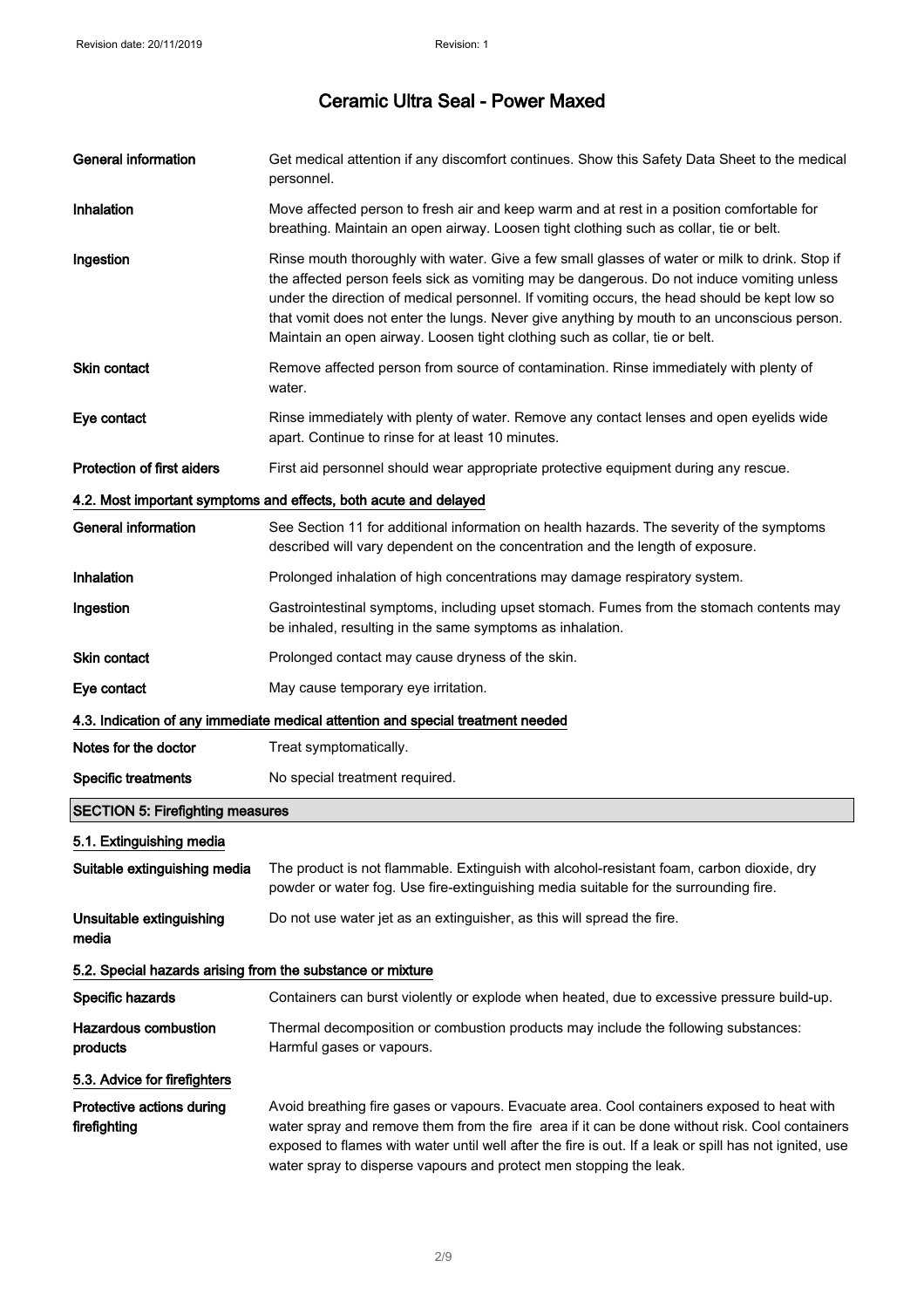| | |
|---|---|
| **General information** | Get medical attention if any discomfort continues. Show this Safety Data Sheet to the medical personnel. |
| **Inhalation** | Move affected person to fresh air and keep warm and at rest in a position comfortable for breathing. Maintain an open airway. Loosen tight clothing such as collar, tie or belt. |
| **Ingestion** | Rinse mouth thoroughly with water. Give a few small glasses of water or milk to drink. Stop if the affected person feels sick as vomiting may be dangerous. Do not induce vomiting unless under the direction of medical personnel. If vomiting occurs, the head should be kept low so that vomit does not enter the lungs. Never give anything by mouth to an unconscious person. Maintain an open airway. Loosen tight clothing such as collar, tie or belt. |
| **Skin contact** | Remove affected person from source of contamination. Rinse immediately with plenty of water. |
| **Eye contact** | Rinse immediately with plenty of water. Remove any contact lenses and open eyelids wide apart. Continue to rinse for at least 10 minutes. |
| **Protection of first aiders** | First aid personnel should wear appropriate protective equipment during any rescue. |

### 4.2. Most important symptoms and effects, both acute and delayed

| | |
|---|---|
| **General information** | See Section 11 for additional information on health hazards. The severity of the symptoms described will vary dependent on the concentration and the length of exposure. |
| **Inhalation** | Prolonged inhalation of high concentrations may damage respiratory system. |
| **Ingestion** | Gastrointestinal symptoms, including upset stomach. Fumes from the stomach contents may be inhaled, resulting in the same symptoms as inhalation. |
| **Skin contact** | Prolonged contact may cause dryness of the skin. |
| **Eye contact** | May cause temporary eye irritation. |

### 4.3. Indication of any immediate medical attention and special treatment needed

| | |
|---|---|
| **Notes for the doctor** | Treat symptomatically. |
| **Specific treatments** | No special treatment required. |

## SECTION 5: Firefighting measures

### 5.1. Extinguishing media

| | |
|---|---|
| **Suitable extinguishing media** | The product is not flammable. Extinguish with alcohol-resistant foam, carbon dioxide, dry powder or water fog. Use fire-extinguishing media suitable for the surrounding fire. |
| **Unsuitable extinguishing media** | Do not use water jet as an extinguisher, as this will spread the fire. |

### 5.2. Special hazards arising from the substance or mixture

| | |
|---|---|
| **Specific hazards** | Containers can burst violently or explode when heated, due to excessive pressure build-up. |
| **Hazardous combustion products** | Thermal decomposition or combustion products may include the following substances: Harmful gases or vapours. |

### 5.3. Advice for firefighters

| | |
|---|---|
| **Protective actions during firefighting** | Avoid breathing fire gases or vapours. Evacuate area. Cool containers exposed to heat with water spray and remove them from the fire area if it can be done without risk. Cool containers exposed to flames with water until well after the fire is out. If a leak or spill has not ignited, use water spray to disperse vapours and protect men stopping the leak. |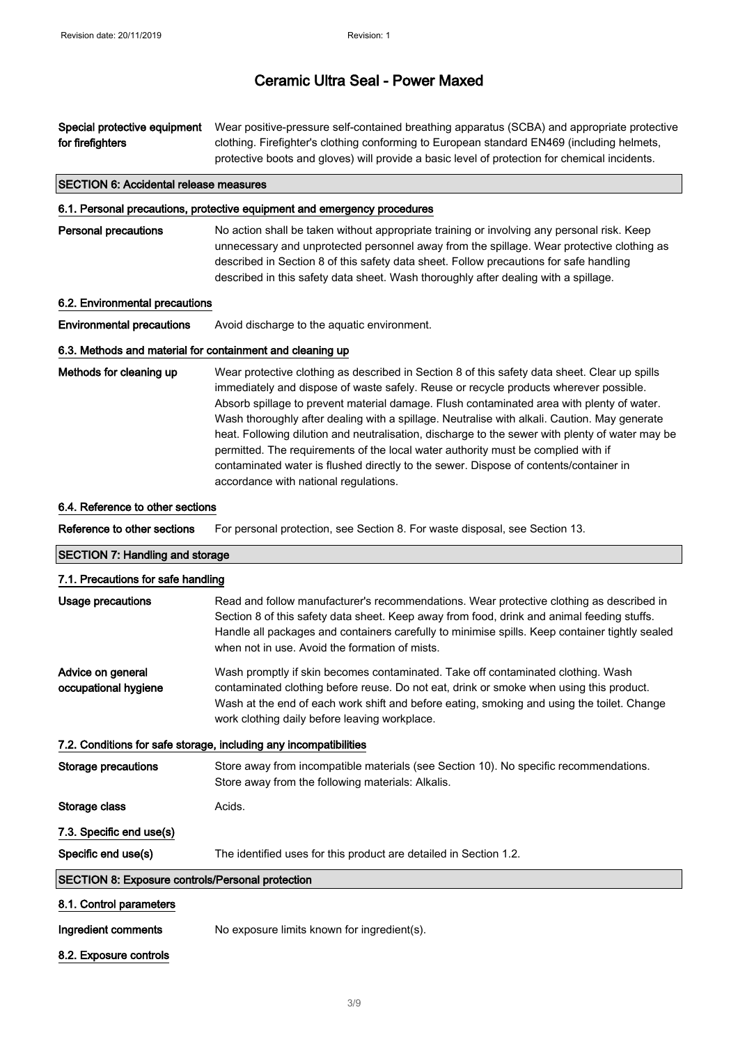**Special protective equipment for firefighters** Wear positive-pressure self-contained breathing apparatus (SCBA) and appropriate protective clothing. Firefighter's clothing conforming to European standard EN469 (including helmets, protective boots and gloves) will provide a basic level of protection for chemical incidents.

## SECTION 6: Accidental release measures

### 6.1. Personal precautions, protective equipment and emergency procedures

**Personal precautions** No action shall be taken without appropriate training or involving any personal risk. Keep unnecessary and unprotected personnel away from the spillage. Wear protective clothing as described in Section 8 of this safety data sheet. Follow precautions for safe handling described in this safety data sheet. Wash thoroughly after dealing with a spillage.

### 6.2. Environmental precautions

**Environmental precautions** Avoid discharge to the aquatic environment.

### 6.3. Methods and material for containment and cleaning up

**Methods for cleaning up** Wear protective clothing as described in Section 8 of this safety data sheet. Clear up spills immediately and dispose of waste safely. Reuse or recycle products wherever possible. Absorb spillage to prevent material damage. Flush contaminated area with plenty of water. Wash thoroughly after dealing with a spillage. Neutralise with alkali. Caution. May generate heat. Following dilution and neutralisation, discharge to the sewer with plenty of water may be permitted. The requirements of the local water authority must be complied with if contaminated water is flushed directly to the sewer. Dispose of contents/container in accordance with national regulations.

### 6.4. Reference to other sections

**Reference to other sections** For personal protection, see Section 8. For waste disposal, see Section 13.

## SECTION 7: Handling and storage

### 7.1. Precautions for safe handling

**Usage precautions** Read and follow manufacturer's recommendations. Wear protective clothing as described in Section 8 of this safety data sheet. Keep away from food, drink and animal feeding stuffs. Handle all packages and containers carefully to minimise spills. Keep container tightly sealed when not in use. Avoid the formation of mists.

**Advice on general occupational hygiene** Wash promptly if skin becomes contaminated. Take off contaminated clothing. Wash contaminated clothing before reuse. Do not eat, drink or smoke when using this product. Wash at the end of each work shift and before eating, smoking and using the toilet. Change work clothing daily before leaving workplace.

### 7.2. Conditions for safe storage, including any incompatibilities

**Storage precautions** Store away from incompatible materials (see Section 10). No specific recommendations. Store away from the following materials: Alkalis.

**Storage class** Acids.

### 7.3. Specific end use(s)

**Specific end use(s)** The identified uses for this product are detailed in Section 1.2.

## SECTION 8: Exposure controls/Personal protection

### 8.1. Control parameters

**Ingredient comments** No exposure limits known for ingredient(s).

### 8.2. Exposure controls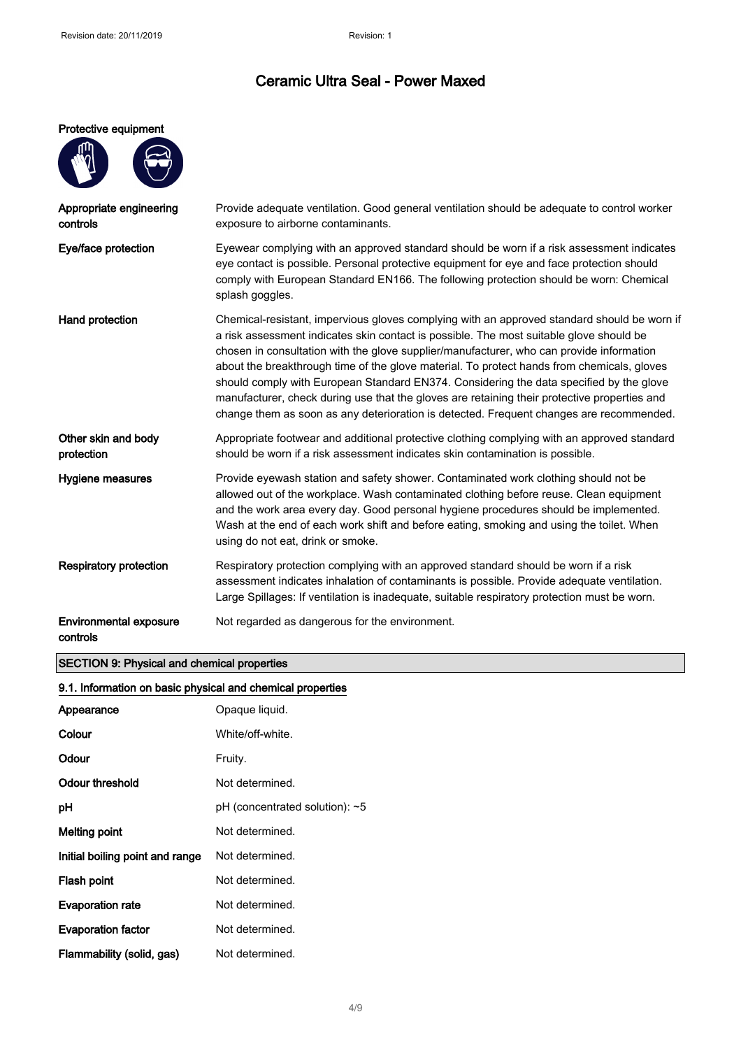# Ceramic Ultra Seal - Power Maxed

**Protective equipment**

| | |
|---|---|
| **Appropriate engineering controls** | Provide adequate ventilation. Good general ventilation should be adequate to control worker exposure to airborne contaminants. |
| **Eye/face protection** | Eyewear complying with an approved standard should be worn if a risk assessment indicates eye contact is possible. Personal protective equipment for eye and face protection should comply with European Standard EN166. The following protection should be worn: Chemical splash goggles. |
| **Hand protection** | Chemical-resistant, impervious gloves complying with an approved standard should be worn if a risk assessment indicates skin contact is possible. The most suitable glove should be chosen in consultation with the glove supplier/manufacturer, who can provide information about the breakthrough time of the glove material. To protect hands from chemicals, gloves should comply with European Standard EN374. Considering the data specified by the glove manufacturer, check during use that the gloves are retaining their protective properties and change them as soon as any deterioration is detected. Frequent changes are recommended. |
| **Other skin and body protection** | Appropriate footwear and additional protective clothing complying with an approved standard should be worn if a risk assessment indicates skin contamination is possible. |
| **Hygiene measures** | Provide eyewash station and safety shower. Contaminated work clothing should not be allowed out of the workplace. Wash contaminated clothing before reuse. Clean equipment and the work area every day. Good personal hygiene procedures should be implemented. Wash at the end of each work shift and before eating, smoking and using the toilet. When using do not eat, drink or smoke. |
| **Respiratory protection** | Respiratory protection complying with an approved standard should be worn if a risk assessment indicates inhalation of contaminants is possible. Provide adequate ventilation. Large Spillages: If ventilation is inadequate, suitable respiratory protection must be worn. |
| **Environmental exposure controls** | Not regarded as dangerous for the environment. |

## SECTION 9: Physical and chemical properties

### 9.1. Information on basic physical and chemical properties

| | |
|---|---|
| **Appearance** | Opaque liquid. |
| **Colour** | White/off-white. |
| **Odour** | Fruity. |
| **Odour threshold** | Not determined. |
| **pH** | pH (concentrated solution): ~5 |
| **Melting point** | Not determined. |
| **Initial boiling point and range** | Not determined. |
| **Flash point** | Not determined. |
| **Evaporation rate** | Not determined. |
| **Evaporation factor** | Not determined. |
| **Flammability (solid, gas)** | Not determined. |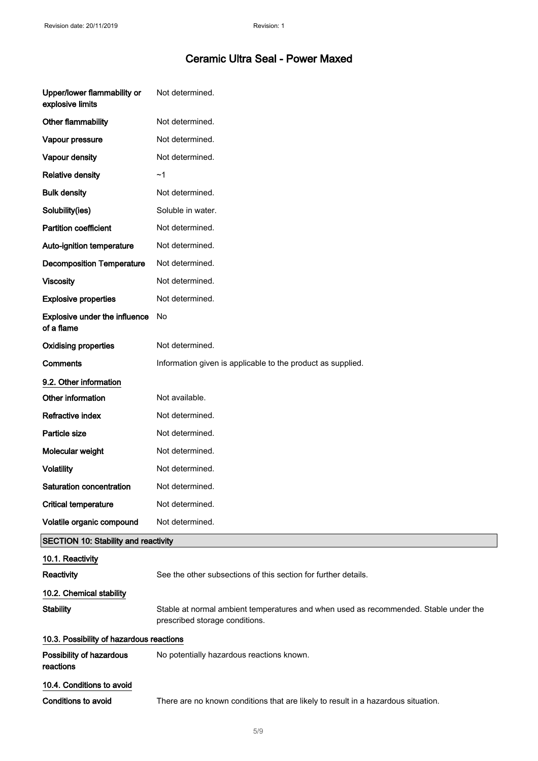# Ceramic Ultra Seal - Power Maxed

| | |
|---|---|
| **Upper/lower flammability or explosive limits** | Not determined. |
| **Other flammability** | Not determined. |
| **Vapour pressure** | Not determined. |
| **Vapour density** | Not determined. |
| **Relative density** | ~1 |
| **Bulk density** | Not determined. |
| **Solubility(ies)** | Soluble in water. |
| **Partition coefficient** | Not determined. |
| **Auto-ignition temperature** | Not determined. |
| **Decomposition Temperature** | Not determined. |
| **Viscosity** | Not determined. |
| **Explosive properties** | Not determined. |
| **Explosive under the influence of a flame** | No |
| **Oxidising properties** | Not determined. |
| **Comments** | Information given is applicable to the product as supplied. |

### 9.2. Other information

| | |
|---|---|
| **Other information** | Not available. |
| **Refractive index** | Not determined. |
| **Particle size** | Not determined. |
| **Molecular weight** | Not determined. |
| **Volatility** | Not determined. |
| **Saturation concentration** | Not determined. |
| **Critical temperature** | Not determined. |
| **Volatile organic compound** | Not determined. |

## SECTION 10: Stability and reactivity

### 10.1. Reactivity

**Reactivity** See the other subsections of this section for further details.

### 10.2. Chemical stability

**Stability** Stable at normal ambient temperatures and when used as recommended. Stable under the prescribed storage conditions.

### 10.3. Possibility of hazardous reactions

**Possibility of hazardous reactions** No potentially hazardous reactions known.

### 10.4. Conditions to avoid

**Conditions to avoid** There are no known conditions that are likely to result in a hazardous situation.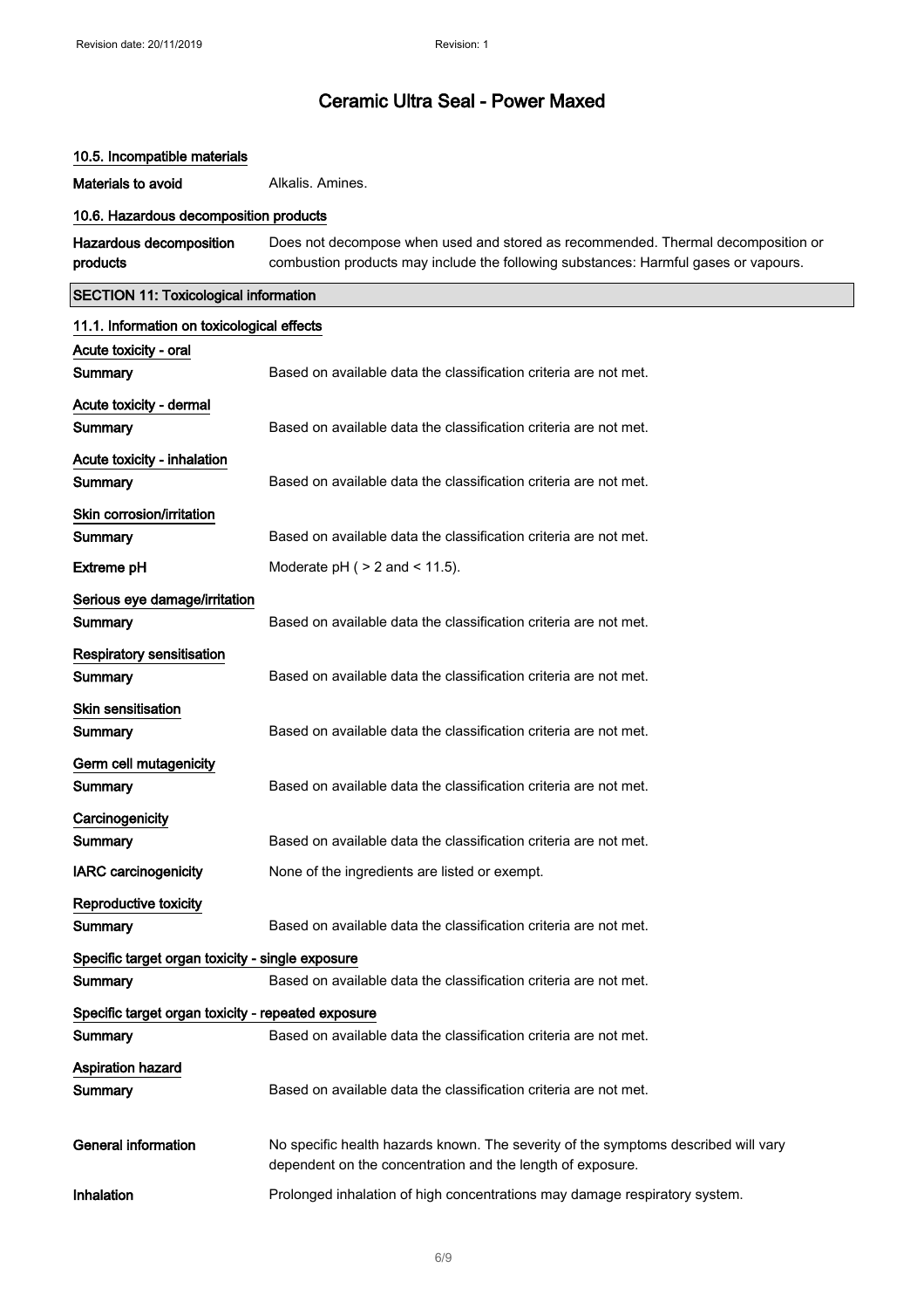# Ceramic Ultra Seal - Power Maxed

### 10.5. Incompatible materials

**Materials to avoid** Alkalis. Amines.

### 10.6. Hazardous decomposition products

**Hazardous decomposition products** Does not decompose when used and stored as recommended. Thermal decomposition or combustion products may include the following substances: Harmful gases or vapours.

## SECTION 11: Toxicological information

### 11.1. Information on toxicological effects

**Acute toxicity - oral**

**Summary** Based on available data the classification criteria are not met.

**Acute toxicity - dermal**

**Summary** Based on available data the classification criteria are not met.

**Acute toxicity - inhalation**

**Summary** Based on available data the classification criteria are not met.

**Skin corrosion/irritation**

**Summary** Based on available data the classification criteria are not met.

**Extreme pH** Moderate pH ( > 2 and < 11.5).

**Serious eye damage/irritation**

**Summary** Based on available data the classification criteria are not met.

**Respiratory sensitisation**

**Summary** Based on available data the classification criteria are not met.

**Skin sensitisation**

**Summary** Based on available data the classification criteria are not met.

**Germ cell mutagenicity**

**Summary** Based on available data the classification criteria are not met.

**Carcinogenicity**

**Summary** Based on available data the classification criteria are not met.

**IARC carcinogenicity** None of the ingredients are listed or exempt.

**Reproductive toxicity**

**Summary** Based on available data the classification criteria are not met.

**Specific target organ toxicity - single exposure**

**Summary** Based on available data the classification criteria are not met.

**Specific target organ toxicity - repeated exposure**

**Summary** Based on available data the classification criteria are not met.

**Aspiration hazard**

**Summary** Based on available data the classification criteria are not met.

**General information** No specific health hazards known. The severity of the symptoms described will vary dependent on the concentration and the length of exposure.

**Inhalation** Prolonged inhalation of high concentrations may damage respiratory system.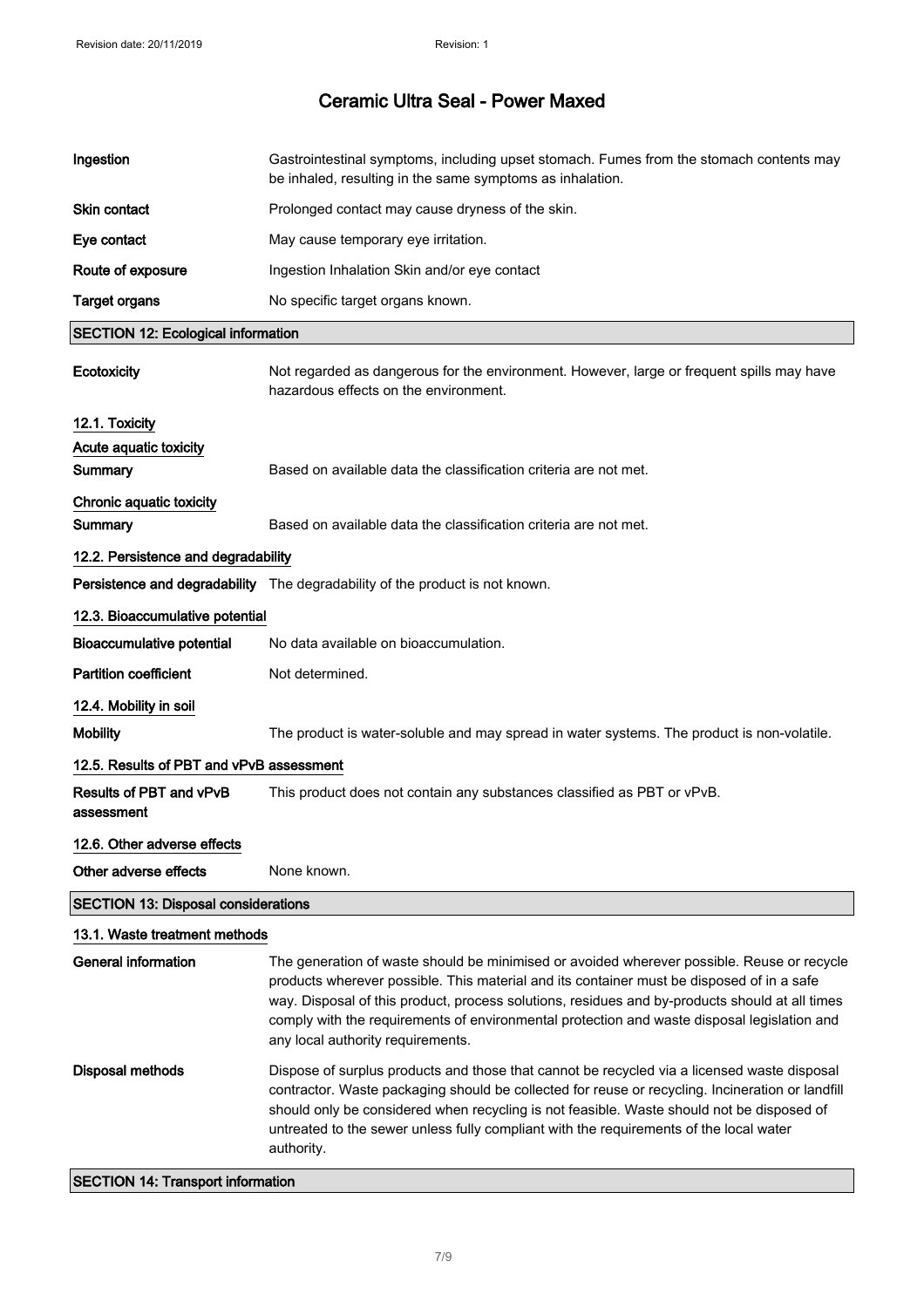| | |
|---|---|
| **Ingestion** | Gastrointestinal symptoms, including upset stomach. Fumes from the stomach contents may be inhaled, resulting in the same symptoms as inhalation. |
| **Skin contact** | Prolonged contact may cause dryness of the skin. |
| **Eye contact** | May cause temporary eye irritation. |
| **Route of exposure** | Ingestion Inhalation Skin and/or eye contact |
| **Target organs** | No specific target organs known. |

## SECTION 12: Ecological information

**Ecotoxicity**: Not regarded as dangerous for the environment. However, large or frequent spills may have hazardous effects on the environment.

### 12.1. Toxicity

**Acute aquatic toxicity**

**Summary**: Based on available data the classification criteria are not met.

**Chronic aquatic toxicity**

**Summary**: Based on available data the classification criteria are not met.

### 12.2. Persistence and degradability

**Persistence and degradability**: The degradability of the product is not known.

### 12.3. Bioaccumulative potential

**Bioaccumulative potential**: No data available on bioaccumulation.

**Partition coefficient**: Not determined.

### 12.4. Mobility in soil

**Mobility**: The product is water-soluble and may spread in water systems. The product is non-volatile.

### 12.5. Results of PBT and vPvB assessment

**Results of PBT and vPvB assessment**: This product does not contain any substances classified as PBT or vPvB.

### 12.6. Other adverse effects

**Other adverse effects**: None known.

## SECTION 13: Disposal considerations

### 13.1. Waste treatment methods

**General information**: The generation of waste should be minimised or avoided wherever possible. Reuse or recycle products wherever possible. This material and its container must be disposed of in a safe way. Disposal of this product, process solutions, residues and by-products should at all times comply with the requirements of environmental protection and waste disposal legislation and any local authority requirements.

**Disposal methods**: Dispose of surplus products and those that cannot be recycled via a licensed waste disposal contractor. Waste packaging should be collected for reuse or recycling. Incineration or landfill should only be considered when recycling is not feasible. Waste should not be disposed of untreated to the sewer unless fully compliant with the requirements of the local water authority.

## SECTION 14: Transport information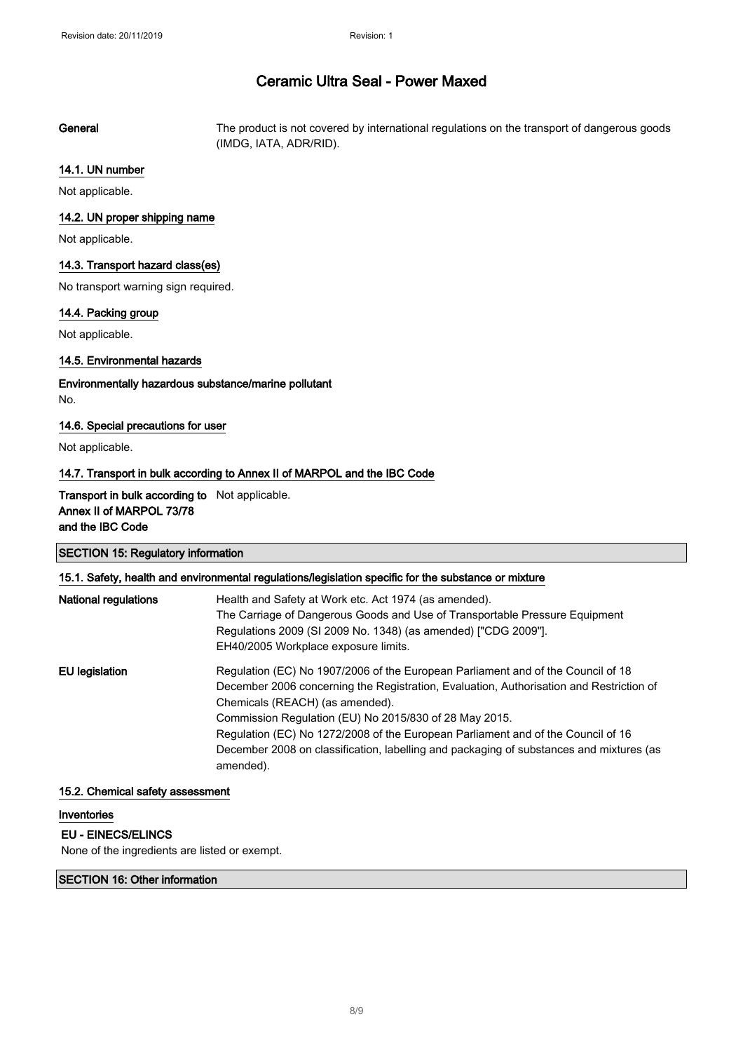**General** The product is not covered by international regulations on the transport of dangerous goods (IMDG, IATA, ADR/RID).

### 14.1. UN number

Not applicable.

### 14.2. UN proper shipping name

Not applicable.

### 14.3. Transport hazard class(es)

No transport warning sign required.

### 14.4. Packing group

Not applicable.

### 14.5. Environmental hazards

**Environmentally hazardous substance/marine pollutant**

No.

### 14.6. Special precautions for user

Not applicable.

### 14.7. Transport in bulk according to Annex II of MARPOL and the IBC Code

**Transport in bulk according to Annex II of MARPOL 73/78 and the IBC Code** Not applicable.

## SECTION 15: Regulatory information

### 15.1. Safety, health and environmental regulations/legislation specific for the substance or mixture

**National regulations** Health and Safety at Work etc. Act 1974 (as amended).
The Carriage of Dangerous Goods and Use of Transportable Pressure Equipment Regulations 2009 (SI 2009 No. 1348) (as amended) ["CDG 2009"].
EH40/2005 Workplace exposure limits.

**EU legislation** Regulation (EC) No 1907/2006 of the European Parliament and of the Council of 18 December 2006 concerning the Registration, Evaluation, Authorisation and Restriction of Chemicals (REACH) (as amended).
Commission Regulation (EU) No 2015/830 of 28 May 2015.
Regulation (EC) No 1272/2008 of the European Parliament and of the Council of 16 December 2008 on classification, labelling and packaging of substances and mixtures (as amended).

### 15.2. Chemical safety assessment

**Inventories**

**EU - EINECS/ELINCS**

None of the ingredients are listed or exempt.

## SECTION 16: Other information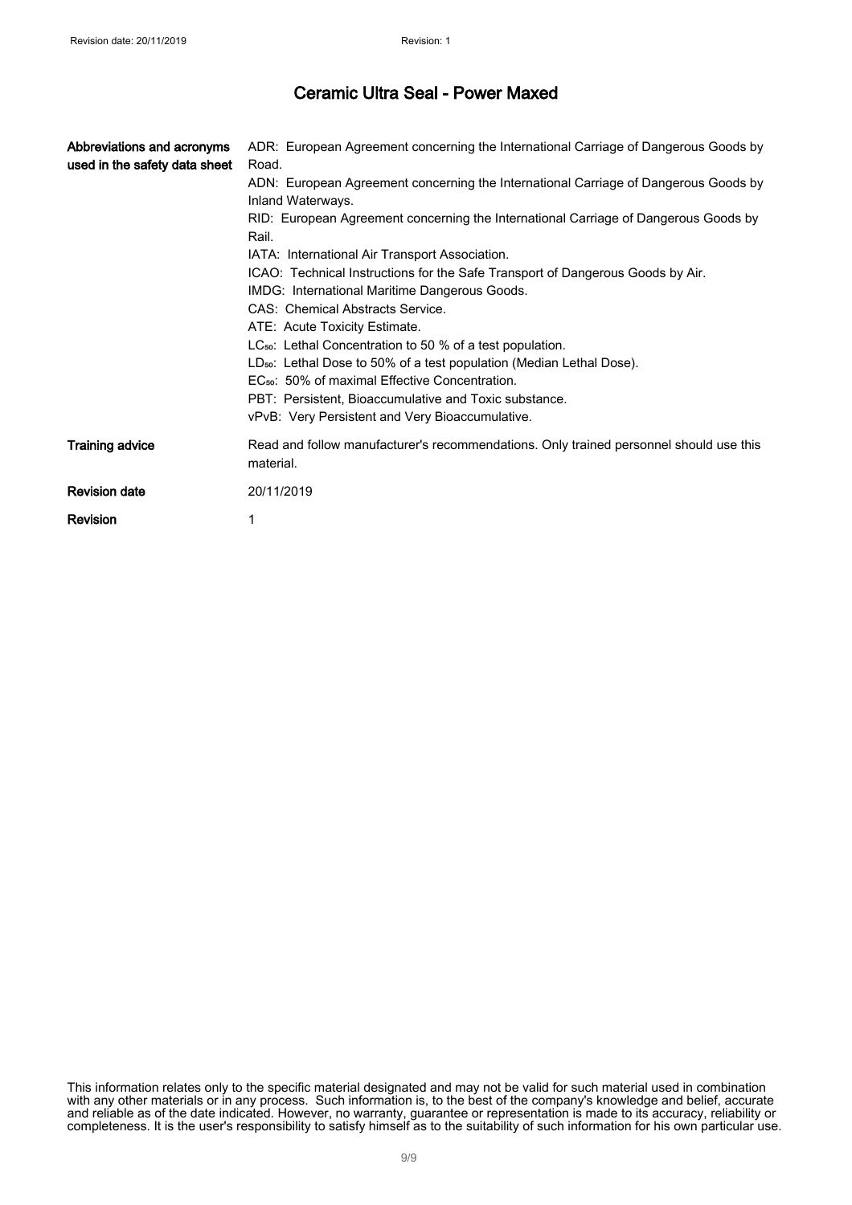# Ceramic Ultra Seal - Power Maxed

| | |
|---|---|
| **Abbreviations and acronyms used in the safety data sheet** | ADR: European Agreement concerning the International Carriage of Dangerous Goods by Road.<br>ADN: European Agreement concerning the International Carriage of Dangerous Goods by Inland Waterways.<br>RID: European Agreement concerning the International Carriage of Dangerous Goods by Rail.<br>IATA: International Air Transport Association.<br>ICAO: Technical Instructions for the Safe Transport of Dangerous Goods by Air.<br>IMDG: International Maritime Dangerous Goods.<br>CAS: Chemical Abstracts Service.<br>ATE: Acute Toxicity Estimate.<br>$LC_{50}$: Lethal Concentration to 50 % of a test population.<br>$LD_{50}$: Lethal Dose to 50% of a test population (Median Lethal Dose).<br>$EC_{50}$: 50% of maximal Effective Concentration.<br>PBT: Persistent, Bioaccumulative and Toxic substance.<br>vPvB: Very Persistent and Very Bioaccumulative. |
| **Training advice** | Read and follow manufacturer's recommendations. Only trained personnel should use this material. |
| **Revision date** | 20/11/2019 |
| **Revision** | 1 |

This information relates only to the specific material designated and may not be valid for such material used in combination with any other materials or in any process. Such information is, to the best of the company's knowledge and belief, accurate and reliable as of the date indicated. However, no warranty, guarantee or representation is made to its accuracy, reliability or completeness. It is the user's responsibility to satisfy himself as to the suitability of such information for his own particular use.